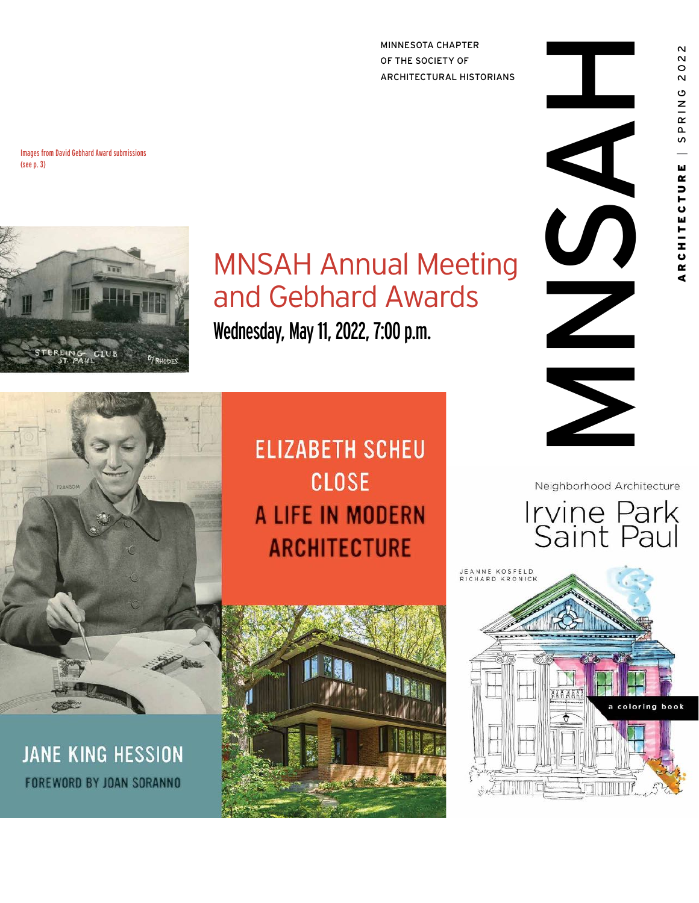MINNESOTA CHAPTER
OF THE SOCIETY OF
ARCHITECTURAL HISTORIANS

# MNSAH

ARCHITECTURE | SPRING 2022

Images from David Gebhard Award submissions (see p. 3)

STERLING CLUB ST. PAUL

# MNSAH Annual Meeting and Gebhard Awards

**Wednesday, May 11, 2022, 7:00 p.m.**

ELIZABETH SCHEU CLOSE
A LIFE IN MODERN ARCHITECTURE

JANE KING HESSION
FOREWORD BY JOAN SORANNO

Neighborhood Architecture
Irvine Park Saint Paul
JEANNE KOSFELD
RICHARD KRONICK
a coloring book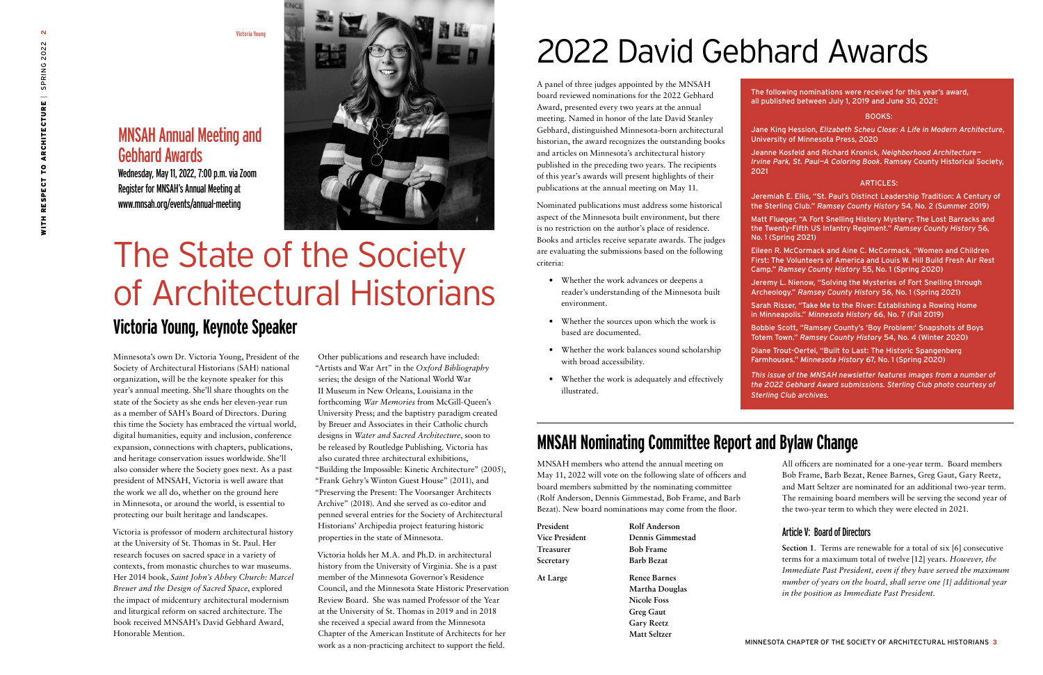Victoria Young

## MNSAH Annual Meeting and Gebhard Awards

**Wednesday, May 11, 2022, 7:00 p.m. via Zoom**
**Register for MNSAH's Annual Meeting at www.mnsah.org/events/annual-meeting**

# The State of the Society of Architectural Historians

## Victoria Young, Keynote Speaker

Minnesota's own Dr. Victoria Young, President of the Society of Architectural Historians (SAH) national organization, will be the keynote speaker for this year's annual meeting. She'll share thoughts on the state of the Society as she ends her eleven-year run as a member of SAH's Board of Directors. During this time the Society has embraced the virtual world, digital humanities, equity and inclusion, conference expansion, connections with chapters, publications, and heritage conservation issues worldwide. She'll also consider where the Society goes next. As a past president of MNSAH, Victoria is well aware that the work we all do, whether on the ground here in Minnesota, or around the world, is essential to protecting our built heritage and landscapes.

Victoria is professor of modern architectural history at the University of St. Thomas in St. Paul. Her research focuses on sacred space in a variety of contexts, from monastic churches to war museums. Her 2014 book, *Saint John's Abbey Church: Marcel Breuer and the Design of Sacred Space*, explored the impact of midcentury architectural modernism and liturgical reform on sacred architecture. The book received MNSAH's David Gebhard Award, Honorable Mention.

Other publications and research have included: "Artists and War Art" in the *Oxford Bibliography* series; the design of the National World War II Museum in New Orleans, Louisiana in the forthcoming *War Memories* from McGill-Queen's University Press; and the baptistry paradigm created by Breuer and Associates in their Catholic church designs in *Water and Sacred Architecture*, soon to be released by Routledge Publishing. Victoria has also curated three architectural exhibitions, "Building the Impossible: Kinetic Architecture" (2005), "Frank Gehry's Winton Guest House" (2011), and "Preserving the Present: The Voorsanger Architects Archive" (2018). And she served as co-editor and penned several entries for the Society of Architectural Historians' Archipedia project featuring historic properties in the state of Minnesota.

Victoria holds her M.A. and Ph.D. in architectural history from the University of Virginia. She is a past member of the Minnesota Governor's Residence Council, and the Minnesota State Historic Preservation Review Board. She was named Professor of the Year at the University of St. Thomas in 2019 and in 2018 she received a special award from the Minnesota Chapter of the American Institute of Architects for her work as a non-practicing architect to support the field.

# 2022 David Gebhard Awards

A panel of three judges appointed by the MNSAH board reviewed nominations for the 2022 Gebhard Award, presented every two years at the annual meeting. Named in honor of the late David Stanley Gebhard, distinguished Minnesota-born architectural historian, the award recognizes the outstanding books and articles on Minnesota's architectural history published in the preceding two years. The recipients of this year's awards will present highlights of their publications at the annual meeting on May 11.

Nominated publications must address some historical aspect of the Minnesota built environment, but there is no restriction on the author's place of residence. Books and articles receive separate awards. The judges are evaluating the submissions based on the following criteria:

- Whether the work advances or deepens a reader's understanding of the Minnesota built environment.
- Whether the sources upon which the work is based are documented.
- Whether the work balances sound scholarship with broad accessibility.
- Whether the work is adequately and effectively illustrated.

The following nominations were received for this year's award, all published between July 1, 2019 and June 30, 2021:

**BOOKS:**

Jane King Hession, *Elizabeth Scheu Close: A Life in Modern Architecture*, University of Minnesota Press, 2020

Jeanne Kosfeld and Richard Kronick, *Neighborhood Architecture—Irvine Park, St. Paul—A Coloring Book*. Ramsey County Historical Society, 2021

**ARTICLES:**

Jeremiah E. Ellis, "St. Paul's Distinct Leadership Tradition: A Century of the Sterling Club." *Ramsey County History* 54, No. 2 (Summer 2019)

Matt Flueger, "A Fort Snelling History Mystery: The Lost Barracks and the Twenty-Fifth US Infantry Regiment." *Ramsey County History* 56, No. 1 (Spring 2021)

Eileen R. McCormack and Aine C. McCormack, "Women and Children First: The Volunteers of America and Louis W. Hill Build Fresh Air Rest Camp." *Ramsey County History* 55, No. 1 (Spring 2020)

Jeremy L. Nienow, "Solving the Mysteries of Fort Snelling through Archeology." *Ramsey County History* 56, No. 1 (Spring 2021)

Sarah Risser, "Take Me to the River: Establishing a Rowing Home in Minneapolis." *Minnesota History* 66, No. 7 (Fall 2019)

Bobbie Scott, "Ramsey County's 'Boy Problem:' Snapshots of Boys Totem Town." *Ramsey County History* 54, No. 4 (Winter 2020)

Diane Trout-Oertel, "Built to Last: The Historic Spangenberg Farmhouses." *Minnesota History* 67, No. 1 (Spring 2020)

*This issue of the MNSAH newsletter features images from a number of the 2022 Gebhard Award submissions. Sterling Club photo courtesy of Sterling Club archives.*

## MNSAH Nominating Committee Report and Bylaw Change

MNSAH members who attend the annual meeting on May 11, 2022 will vote on the following slate of officers and board members submitted by the nominating committee (Rolf Anderson, Dennis Gimmestad, Bob Frame, and Barb Bezat). New board nominations may come from the floor.

| | |
|---|---|
| **President** | **Rolf Anderson** |
| **Vice President** | **Dennis Gimmestad** |
| **Treasurer** | **Bob Frame** |
| **Secretary** | **Barb Bezat** |
| **At Large** | **Renee Barnes** |
| | **Martha Douglas** |
| | **Nicole Foss** |
| | **Greg Gaut** |
| | **Gary Reetz** |
| | **Matt Seltzer** |

All officers are nominated for a one-year term. Board members Bob Frame, Barb Bezat, Renee Barnes, Greg Gaut, Gary Reetz, and Matt Seltzer are nominated for an additional two-year term. The remaining board members will be serving the second year of the two-year term to which they were elected in 2021.

### Article V: Board of Directors

**Section 1**. Terms are renewable for a total of six [6] consecutive terms for a maximum total of twelve [12] years. *However, the Immediate Past President, even if they have served the maximum number of years on the board, shall serve one [1] additional year in the position as Immediate Past President.*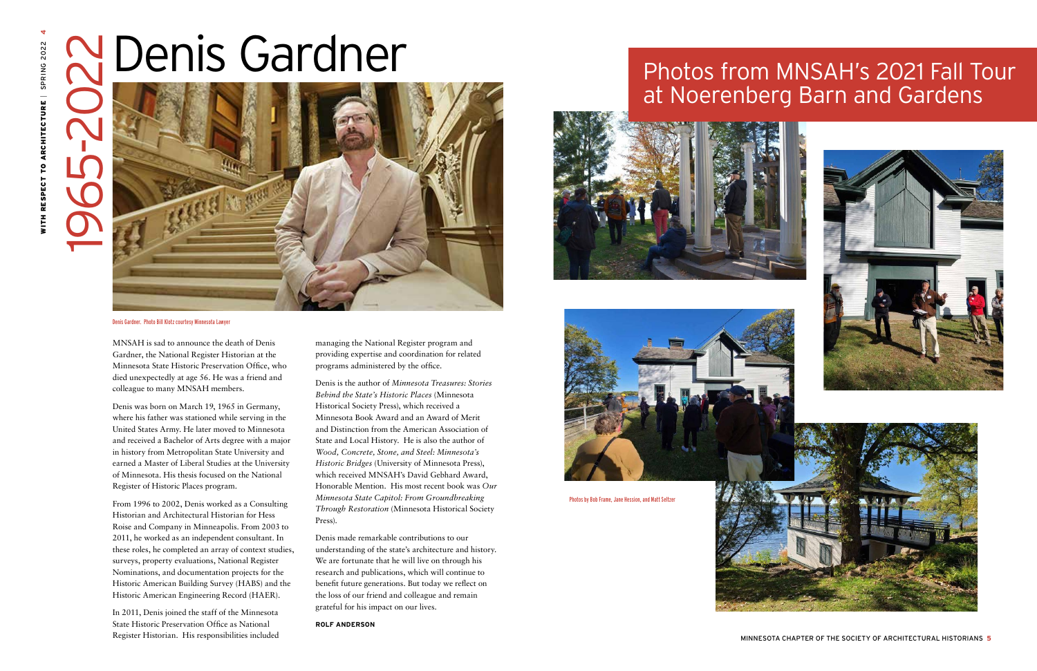# Denis Gardner

1965-2022

Denis Gardner. Photo Bill Klotz courtesy Minnesota Lawyer

MNSAH is sad to announce the death of Denis Gardner, the National Register Historian at the Minnesota State Historic Preservation Office, who died unexpectedly at age 56. He was a friend and colleague to many MNSAH members.

Denis was born on March 19, 1965 in Germany, where his father was stationed while serving in the United States Army. He later moved to Minnesota and received a Bachelor of Arts degree with a major in history from Metropolitan State University and earned a Master of Liberal Studies at the University of Minnesota. His thesis focused on the National Register of Historic Places program.

From 1996 to 2002, Denis worked as a Consulting Historian and Architectural Historian for Hess Roise and Company in Minneapolis. From 2003 to 2011, he worked as an independent consultant. In these roles, he completed an array of context studies, surveys, property evaluations, National Register Nominations, and documentation projects for the Historic American Building Survey (HABS) and the Historic American Engineering Record (HAER).

In 2011, Denis joined the staff of the Minnesota State Historic Preservation Office as National Register Historian. His responsibilities included managing the National Register program and providing expertise and coordination for related programs administered by the office.

Denis is the author of *Minnesota Treasures: Stories Behind the State's Historic Places* (Minnesota Historical Society Press), which received a Minnesota Book Award and an Award of Merit and Distinction from the American Association of State and Local History. He is also the author of *Wood, Concrete, Stone, and Steel: Minnesota's Historic Bridges* (University of Minnesota Press), which received MNSAH's David Gebhard Award, Honorable Mention. His most recent book was *Our Minnesota State Capitol: From Groundbreaking Through Restoration* (Minnesota Historical Society Press).

Denis made remarkable contributions to our understanding of the state's architecture and history. We are fortunate that he will live on through his research and publications, which will continue to benefit future generations. But today we reflect on the loss of our friend and colleague and remain grateful for his impact on our lives.

**ROLF ANDERSON**

## Photos from MNSAH's 2021 Fall Tour at Noerenberg Barn and Gardens

Photos by Bob Frame, Jane Hession, and Matt Seltzer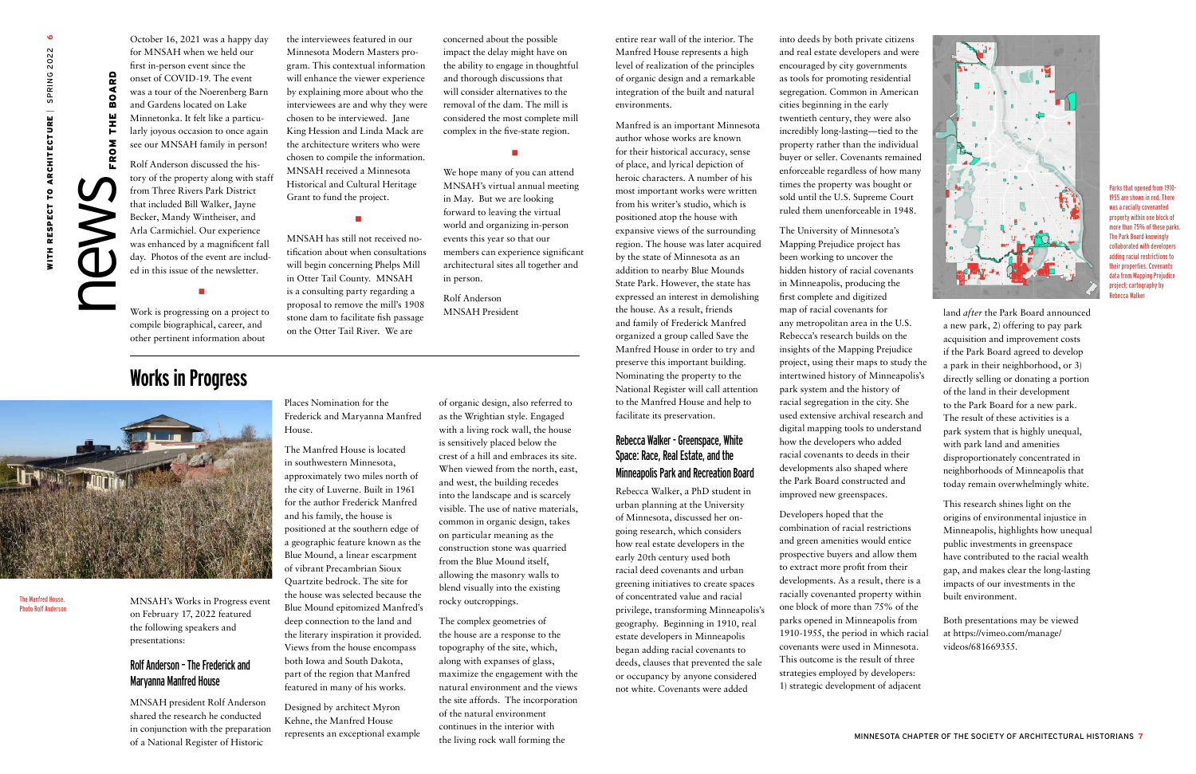# news FROM THE BOARD

October 16, 2021 was a happy day for MNSAH when we held our first in-person event since the onset of COVID-19. The event was a tour of the Noerenberg Barn and Gardens located on Lake Minnetonka. It felt like a particularly joyous occasion to once again see our MNSAH family in person!

Rolf Anderson discussed the history of the property along with staff from Three Rivers Park District that included Bill Walker, Jayne Becker, Mandy Wintheiser, and Arla Carmichiel. Our experience was enhanced by a magnificent fall day. Photos of the event are included in this issue of the newsletter.

■

Work is progressing on a project to compile biographical, career, and other pertinent information about the interviewees featured in our Minnesota Modern Masters program. This contextual information will enhance the viewer experience by explaining more about who the interviewees are and why they were chosen to be interviewed. Jane King Hession and Linda Mack are the architecture writers who were chosen to compile the information. MNSAH received a Minnesota Historical and Cultural Heritage Grant to fund the project.

■

MNSAH has still not received notification about when consultations will begin concerning Phelps Mill in Otter Tail County. MNSAH is a consulting party regarding a proposal to remove the mill's 1908 stone dam to facilitate fish passage on the Otter Tail River. We are concerned about the possible impact the delay might have on the ability to engage in thoughtful and thorough discussions that will consider alternatives to the removal of the dam. The mill is considered the most complete mill complex in the five-state region.

■

We hope many of you can attend MNSAH's virtual annual meeting in May. But we are looking forward to leaving the virtual world and organizing in-person events this year so that our members can experience significant architectural sites all together and in person.

Rolf Anderson
MNSAH President

## Works in Progress

The Manfred House. Photo Rolf Anderson

MNSAH's Works in Progress event on February 17, 2022 featured the following speakers and presentations:

### Rolf Anderson - The Frederick and Maryanna Manfred House

MNSAH president Rolf Anderson shared the research he conducted in conjunction with the preparation of a National Register of Historic Places Nomination for the Frederick and Maryanna Manfred House.

The Manfred House is located in southwestern Minnesota, approximately two miles north of the city of Luverne. Built in 1961 for the author Frederick Manfred and his family, the house is positioned at the southern edge of a geographic feature known as the Blue Mound, a linear escarpment of vibrant Precambrian Sioux Quartzite bedrock. The site for the house was selected because the Blue Mound epitomized Manfred's deep connection to the land and the literary inspiration it provided. Views from the house encompass both Iowa and South Dakota, part of the region that Manfred featured in many of his works.

Designed by architect Myron Kehne, the Manfred House represents an exceptional example of organic design, also referred to as the Wrightian style. Engaged with a living rock wall, the house is sensitively placed below the crest of a hill and embraces its site. When viewed from the north, east, and west, the building recedes into the landscape and is scarcely visible. The use of native materials, common in organic design, takes on particular meaning as the construction stone was quarried from the Blue Mound itself, allowing the masonry walls to blend visually into the existing rocky outcroppings.

The complex geometries of the house are a response to the topography of the site, which, along with expanses of glass, maximize the engagement with the natural environment and the views the site affords. The incorporation of the natural environment continues in the interior with the living rock wall forming the entire rear wall of the interior. The Manfred House represents a high level of realization of the principles of organic design and a remarkable integration of the built and natural environments.

Manfred is an important Minnesota author whose works are known for their historical accuracy, sense of place, and lyrical depiction of heroic characters. A number of his most important works were written from his writer's studio, which is positioned atop the house with expansive views of the surrounding region. The house was later acquired by the state of Minnesota as an addition to nearby Blue Mounds State Park. However, the state has expressed an interest in demolishing the house. As a result, friends and family of Frederick Manfred organized a group called Save the Manfred House in order to try and preserve this important building. Nominating the property to the National Register will call attention to the Manfred House and help to facilitate its preservation.

### Rebecca Walker - Greenspace, White Space: Race, Real Estate, and the Minneapolis Park and Recreation Board

Rebecca Walker, a PhD student in urban planning at the University of Minnesota, discussed her ongoing research, which considers how real estate developers in the early 20th century used both racial deed covenants and urban greening initiatives to create spaces of concentrated value and racial privilege, transforming Minneapolis's geography. Beginning in 1910, real estate developers in Minneapolis began adding racial covenants to deeds, clauses that prevented the sale or occupancy by anyone considered not white. Covenants were added into deeds by both private citizens and real estate developers and were encouraged by city governments as tools for promoting residential segregation. Common in American cities beginning in the early twentieth century, they were also incredibly long-lasting—tied to the property rather than the individual buyer or seller. Covenants remained enforceable regardless of how many times the property was bought or sold until the U.S. Supreme Court ruled them unenforceable in 1948.

The University of Minnesota's Mapping Prejudice project has been working to uncover the hidden history of racial covenants in Minneapolis, producing the first complete and digitized map of racial covenants for any metropolitan area in the U.S. Rebecca's research builds on the insights of the Mapping Prejudice project, using their maps to study the intertwined history of Minneapolis's park system and the history of racial segregation in the city. She used extensive archival research and digital mapping tools to understand how the developers who added racial covenants to deeds in their developments also shaped where the Park Board constructed and improved new greenspaces.

Developers hoped that the combination of racial restrictions and green amenities would entice prospective buyers and allow them to extract more profit from their developments. As a result, there is a racially covenanted property within one block of more than 75% of the parks opened in Minneapolis from 1910-1955, the period in which racial covenants were used in Minnesota. This outcome is the result of three strategies employed by developers: 1) strategic development of adjacent land *after* the Park Board announced a new park, 2) offering to pay park acquisition and improvement costs if the Park Board agreed to develop a park in their neighborhood, or 3) directly selling or donating a portion of the land in their development to the Park Board for a new park. The result of these activities is a park system that is highly unequal, with park land and amenities disproportionately concentrated in neighborhoods of Minneapolis that today remain overwhelmingly white.

Parks that opened from 1910-1955 are shown in red. There was a racially covenanted property within one block of more than 75% of these parks. The Park Board knowingly collaborated with developers adding racial restrictions to their properties. Covenants data from Mapping Prejudice project; cartography by Rebecca Walker

This research shines light on the origins of environmental injustice in Minneapolis, highlights how unequal public investments in greenspace have contributed to the racial wealth gap, and makes clear the long-lasting impacts of our investments in the built environment.

Both presentations may be viewed at https://vimeo.com/manage/videos/681669355.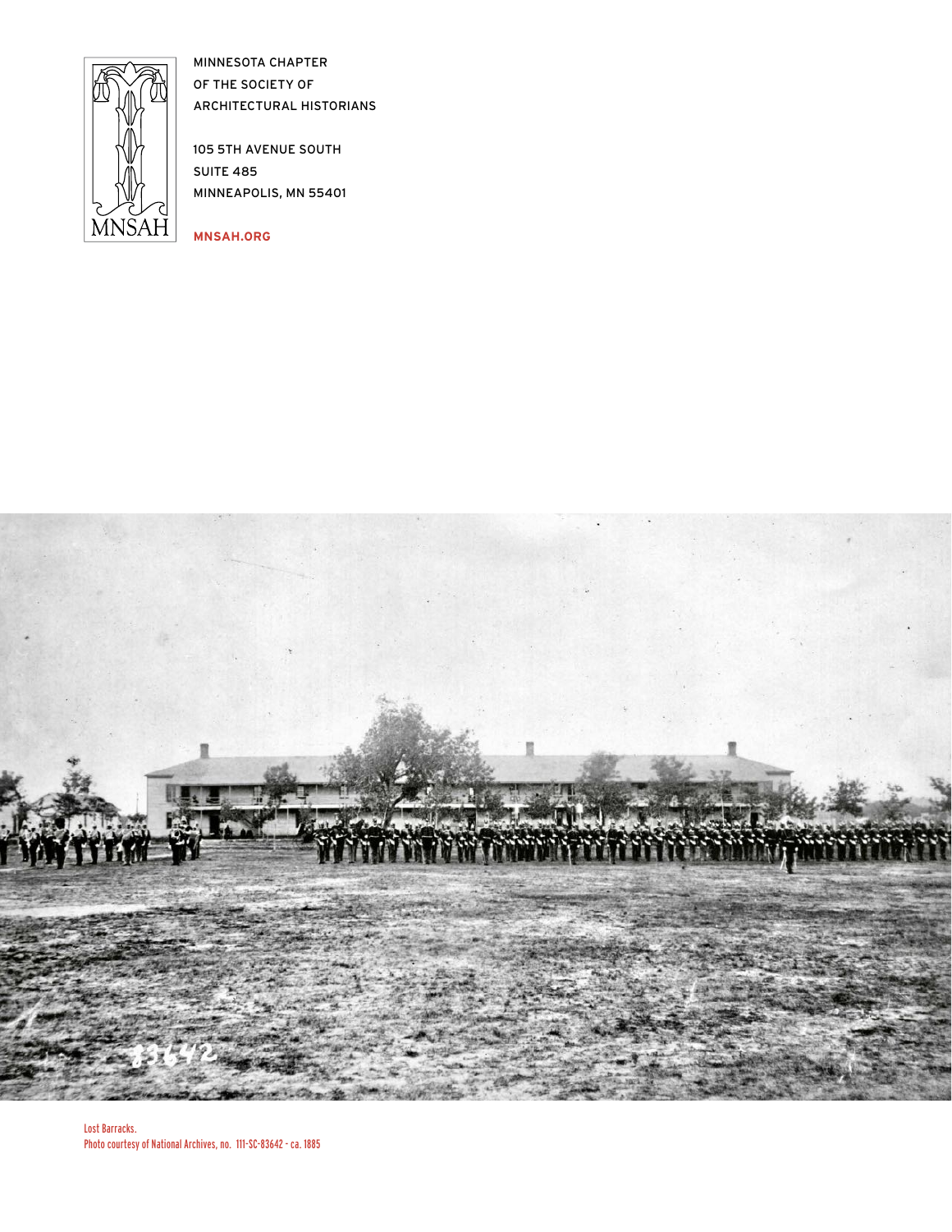MINNESOTA CHAPTER
OF THE SOCIETY OF
ARCHITECTURAL HISTORIANS

105 5TH AVENUE SOUTH
SUITE 485
MINNEAPOLIS, MN 55401

**MNSAH.ORG**

Lost Barracks.
Photo courtesy of National Archives, no. 111-SC-83642 - ca. 1885